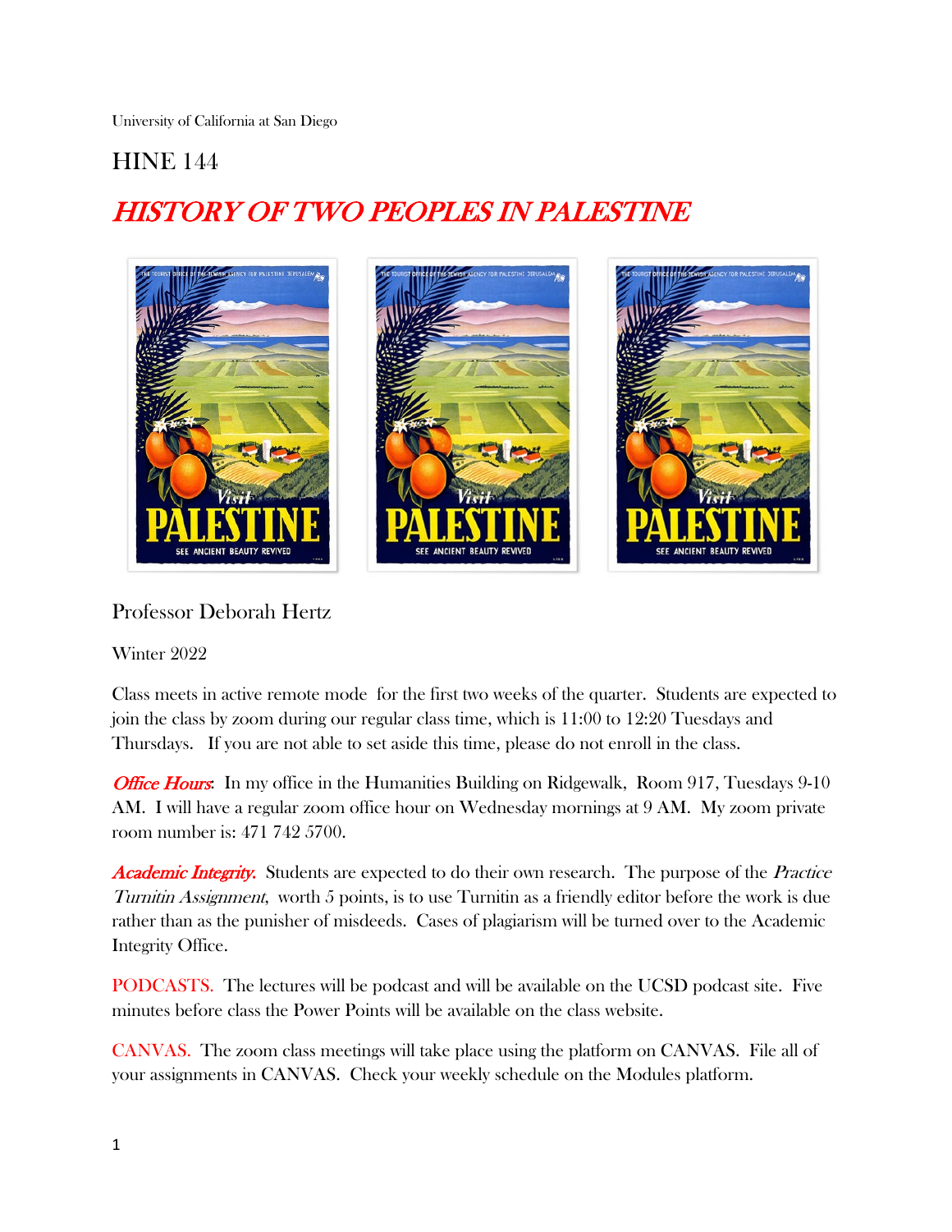University of California at San Diego

# HINE 144

# *HISTORY OF TWO PEOPLES IN PALESTINE*

Professor Deborah Hertz

Winter 2022

Class meets in active remote mode for the first two weeks of the quarter. Students are expected to join the class by zoom during our regular class time, which is 11:00 to 12:20 Tuesdays and Thursdays. If you are not able to set aside this time, please do not enroll in the class.

***Office Hours***: In my office in the Humanities Building on Ridgewalk, Room 917, Tuesdays 9-10 AM. I will have a regular zoom office hour on Wednesday mornings at 9 AM. My zoom private room number is: 471 742 5700.

***Academic Integrity.*** Students are expected to do their own research. The purpose of the *Practice Turnitin Assignment*, worth 5 points, is to use Turnitin as a friendly editor before the work is due rather than as the punisher of misdeeds. Cases of plagiarism will be turned over to the Academic Integrity Office.

PODCASTS. The lectures will be podcast and will be available on the UCSD podcast site. Five minutes before class the Power Points will be available on the class website.

CANVAS. The zoom class meetings will take place using the platform on CANVAS. File all of your assignments in CANVAS. Check your weekly schedule on the Modules platform.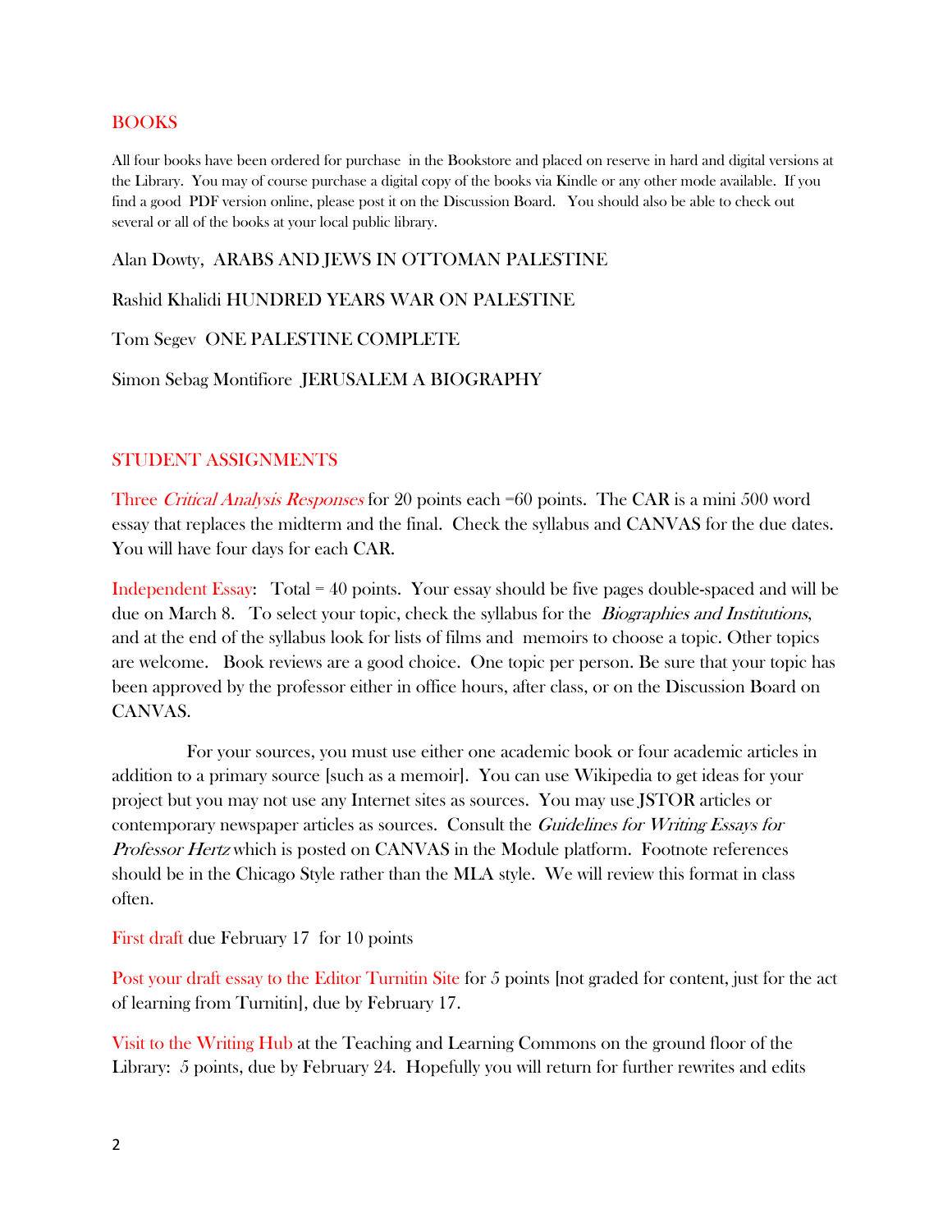## BOOKS

All four books have been ordered for purchase in the Bookstore and placed on reserve in hard and digital versions at the Library. You may of course purchase a digital copy of the books via Kindle or any other mode available. If you find a good PDF version online, please post it on the Discussion Board. You should also be able to check out several or all of the books at your local public library.

Alan Dowty, ARABS AND JEWS IN OTTOMAN PALESTINE

Rashid Khalidi HUNDRED YEARS WAR ON PALESTINE

Tom Segev ONE PALESTINE COMPLETE

Simon Sebag Montifiore JERUSALEM A BIOGRAPHY

## STUDENT ASSIGNMENTS

Three *Critical Analysis Responses* for 20 points each =60 points. The CAR is a mini 500 word essay that replaces the midterm and the final. Check the syllabus and CANVAS for the due dates. You will have four days for each CAR.

Independent Essay: Total = 40 points. Your essay should be five pages double-spaced and will be due on March 8. To select your topic, check the syllabus for the *Biographies and Institutions*, and at the end of the syllabus look for lists of films and memoirs to choose a topic. Other topics are welcome. Book reviews are a good choice. One topic per person. Be sure that your topic has been approved by the professor either in office hours, after class, or on the Discussion Board on CANVAS.

For your sources, you must use either one academic book or four academic articles in addition to a primary source [such as a memoir]. You can use Wikipedia to get ideas for your project but you may not use any Internet sites as sources. You may use JSTOR articles or contemporary newspaper articles as sources. Consult the *Guidelines for Writing Essays for Professor Hertz* which is posted on CANVAS in the Module platform. Footnote references should be in the Chicago Style rather than the MLA style. We will review this format in class often.

First draft due February 17 for 10 points

Post your draft essay to the Editor Turnitin Site for 5 points [not graded for content, just for the act of learning from Turnitin], due by February 17.

Visit to the Writing Hub at the Teaching and Learning Commons on the ground floor of the Library: 5 points, due by February 24. Hopefully you will return for further rewrites and edits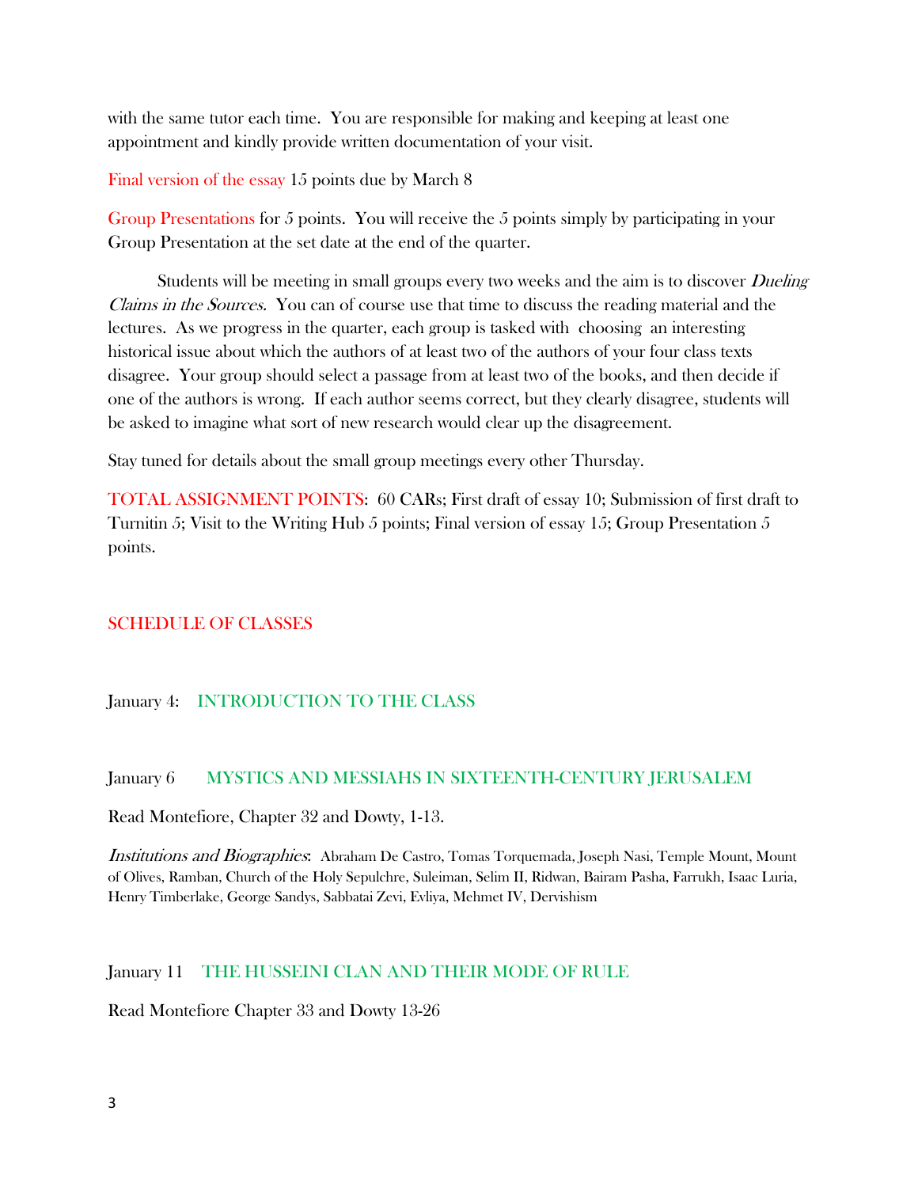with the same tutor each time. You are responsible for making and keeping at least one appointment and kindly provide written documentation of your visit.

Final version of the essay 15 points due by March 8

Group Presentations for 5 points. You will receive the 5 points simply by participating in your Group Presentation at the set date at the end of the quarter.

Students will be meeting in small groups every two weeks and the aim is to discover *Dueling Claims in the Sources.* You can of course use that time to discuss the reading material and the lectures. As we progress in the quarter, each group is tasked with choosing an interesting historical issue about which the authors of at least two of the authors of your four class texts disagree. Your group should select a passage from at least two of the books, and then decide if one of the authors is wrong. If each author seems correct, but they clearly disagree, students will be asked to imagine what sort of new research would clear up the disagreement.

Stay tuned for details about the small group meetings every other Thursday.

TOTAL ASSIGNMENT POINTS: 60 CARs; First draft of essay 10; Submission of first draft to Turnitin 5; Visit to the Writing Hub 5 points; Final version of essay 15; Group Presentation 5 points.

## SCHEDULE OF CLASSES

### January 4: INTRODUCTION TO THE CLASS

### January 6 MYSTICS AND MESSIAHS IN SIXTEENTH-CENTURY JERUSALEM

Read Montefiore, Chapter 32 and Dowty, 1-13.

*Institutions and Biographies*: Abraham De Castro, Tomas Torquemada, Joseph Nasi, Temple Mount, Mount of Olives, Ramban, Church of the Holy Sepulchre, Suleiman, Selim II, Ridwan, Bairam Pasha, Farrukh, Isaac Luria, Henry Timberlake, George Sandys, Sabbatai Zevi, Evliya, Mehmet IV, Dervishism

### January 11 THE HUSSEINI CLAN AND THEIR MODE OF RULE

Read Montefiore Chapter 33 and Dowty 13-26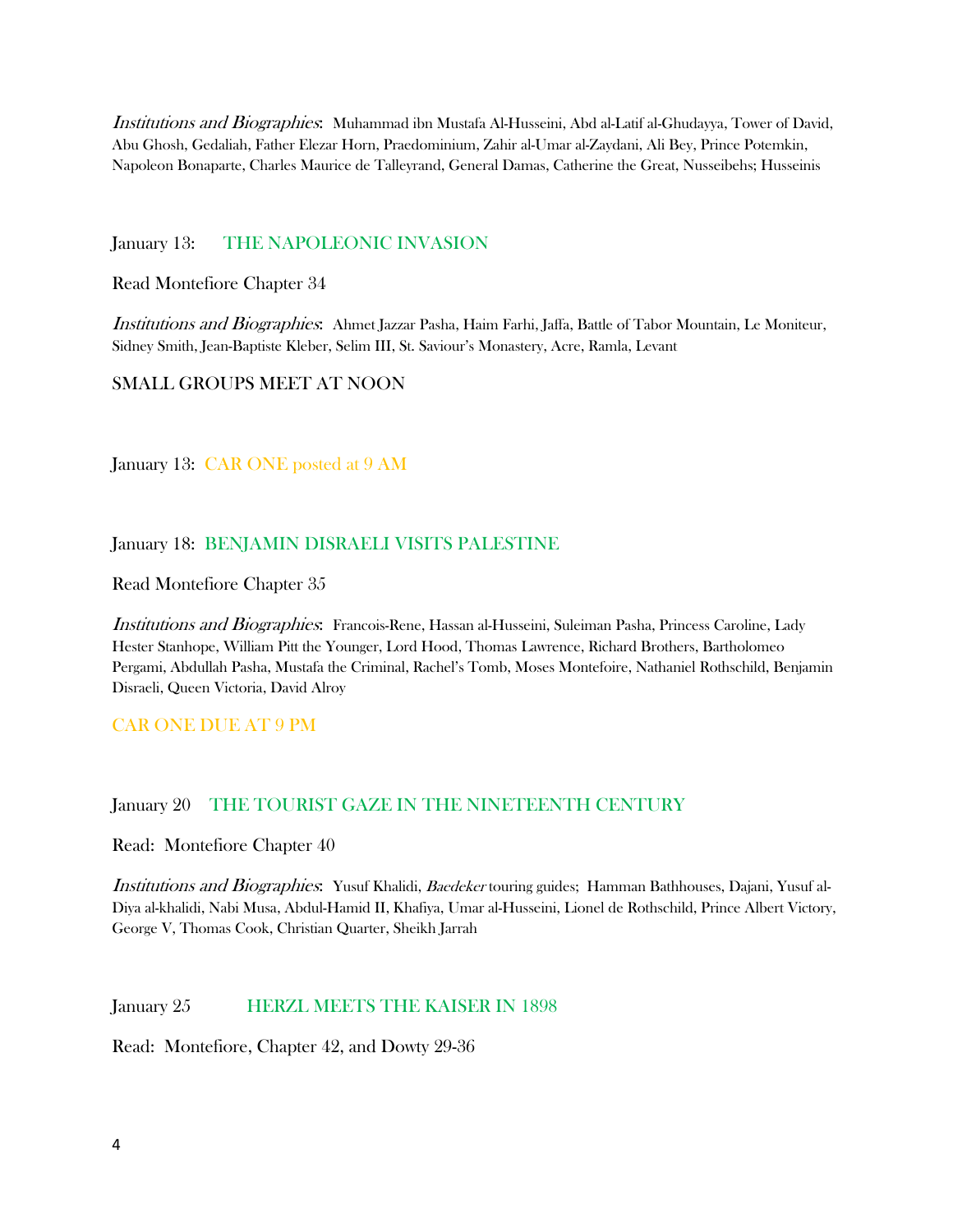*Institutions and Biographies*: Muhammad ibn Mustafa Al-Husseini, Abd al-Latif al-Ghudayya, Tower of David, Abu Ghosh, Gedaliah, Father Elezar Horn, Praedominium, Zahir al-Umar al-Zaydani, Ali Bey, Prince Potemkin, Napoleon Bonaparte, Charles Maurice de Talleyrand, General Damas, Catherine the Great, Nusseibehs; Husseinis

January 13: THE NAPOLEONIC INVASION

Read Montefiore Chapter 34

*Institutions and Biographies*: Ahmet Jazzar Pasha, Haim Farhi, Jaffa, Battle of Tabor Mountain, Le Moniteur, Sidney Smith, Jean-Baptiste Kleber, Selim III, St. Saviour's Monastery, Acre, Ramla, Levant

SMALL GROUPS MEET AT NOON

January 13: CAR ONE posted at 9 AM

January 18: BENJAMIN DISRAELI VISITS PALESTINE

Read Montefiore Chapter 35

*Institutions and Biographies*: Francois-Rene, Hassan al-Husseini, Suleiman Pasha, Princess Caroline, Lady Hester Stanhope, William Pitt the Younger, Lord Hood, Thomas Lawrence, Richard Brothers, Bartholomeo Pergami, Abdullah Pasha, Mustafa the Criminal, Rachel's Tomb, Moses Montefoire, Nathaniel Rothschild, Benjamin Disraeli, Queen Victoria, David Alroy

CAR ONE DUE AT 9 PM

January 20 THE TOURIST GAZE IN THE NINETEENTH CENTURY

Read: Montefiore Chapter 40

*Institutions and Biographies*: Yusuf Khalidi, *Baedeker* touring guides; Hamman Bathhouses, Dajani, Yusuf al-Diya al-khalidi, Nabi Musa, Abdul-Hamid II, Khafiya, Umar al-Husseini, Lionel de Rothschild, Prince Albert Victory, George V, Thomas Cook, Christian Quarter, Sheikh Jarrah

January 25 HERZL MEETS THE KAISER IN 1898

Read: Montefiore, Chapter 42, and Dowty 29-36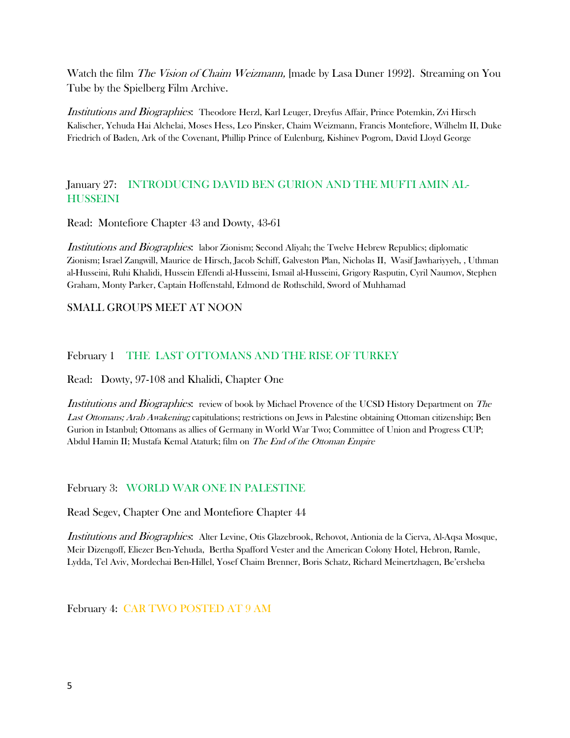Watch the film *The Vision of Chaim Weizmann,* [made by Lasa Duner 1992}. Streaming on You Tube by the Spielberg Film Archive.

*Institutions and Biographies*: Theodore Herzl, Karl Leuger, Dreyfus Affair, Prince Potemkin, Zvi Hirsch Kalischer, Yehuda Hai Alchelai, Moses Hess, Leo Pinsker, Chaim Weizmann, Francis Montefiore, Wilhelm II, Duke Friedrich of Baden, Ark of the Covenant, Phillip Prince of Eulenburg, Kishinev Pogrom, David Lloyd George

## January 27: INTRODUCING DAVID BEN GURION AND THE MUFTI AMIN AL-HUSSEINI

Read: Montefiore Chapter 43 and Dowty, 43-61

*Institutions and Biographies*: labor Zionism; Second Aliyah; the Twelve Hebrew Republics; diplomatic Zionism; Israel Zangwill, Maurice de Hirsch, Jacob Schiff, Galveston Plan, Nicholas II, Wasif Jawhariyyeh, , Uthman al-Husseini, Ruhi Khalidi, Hussein Effendi al-Husseini, Ismail al-Husseini, Grigory Rasputin, Cyril Naumov, Stephen Graham, Monty Parker, Captain Hoffenstahl, Edmond de Rothschild, Sword of Muhhamad

SMALL GROUPS MEET AT NOON

## February 1 THE LAST OTTOMANS AND THE RISE OF TURKEY

Read: Dowty, 97-108 and Khalidi, Chapter One

*Institutions and Biographies*: review of book by Michael Provence of the UCSD History Department on *The Last Ottomans; Arab Awakening;* capitulations; restrictions on Jews in Palestine obtaining Ottoman citizenship; Ben Gurion in Istanbul; Ottomans as allies of Germany in World War Two; Committee of Union and Progress CUP; Abdul Hamin II; Mustafa Kemal Ataturk; film on *The End of the Ottoman Empire*

## February 3: WORLD WAR ONE IN PALESTINE

Read Segev, Chapter One and Montefiore Chapter 44

*Institutions and Biographies*: Alter Levine, Otis Glazebrook, Rehovot, Antionia de la Cierva, Al-Aqsa Mosque, Meir Dizengoff, Eliezer Ben-Yehuda, Bertha Spafford Vester and the American Colony Hotel, Hebron, Ramle, Lydda, Tel Aviv, Mordechai Ben-Hillel, Yosef Chaim Brenner, Boris Schatz, Richard Meinertzhagen, Be'ersheba

## February 4: CAR TWO POSTED AT 9 AM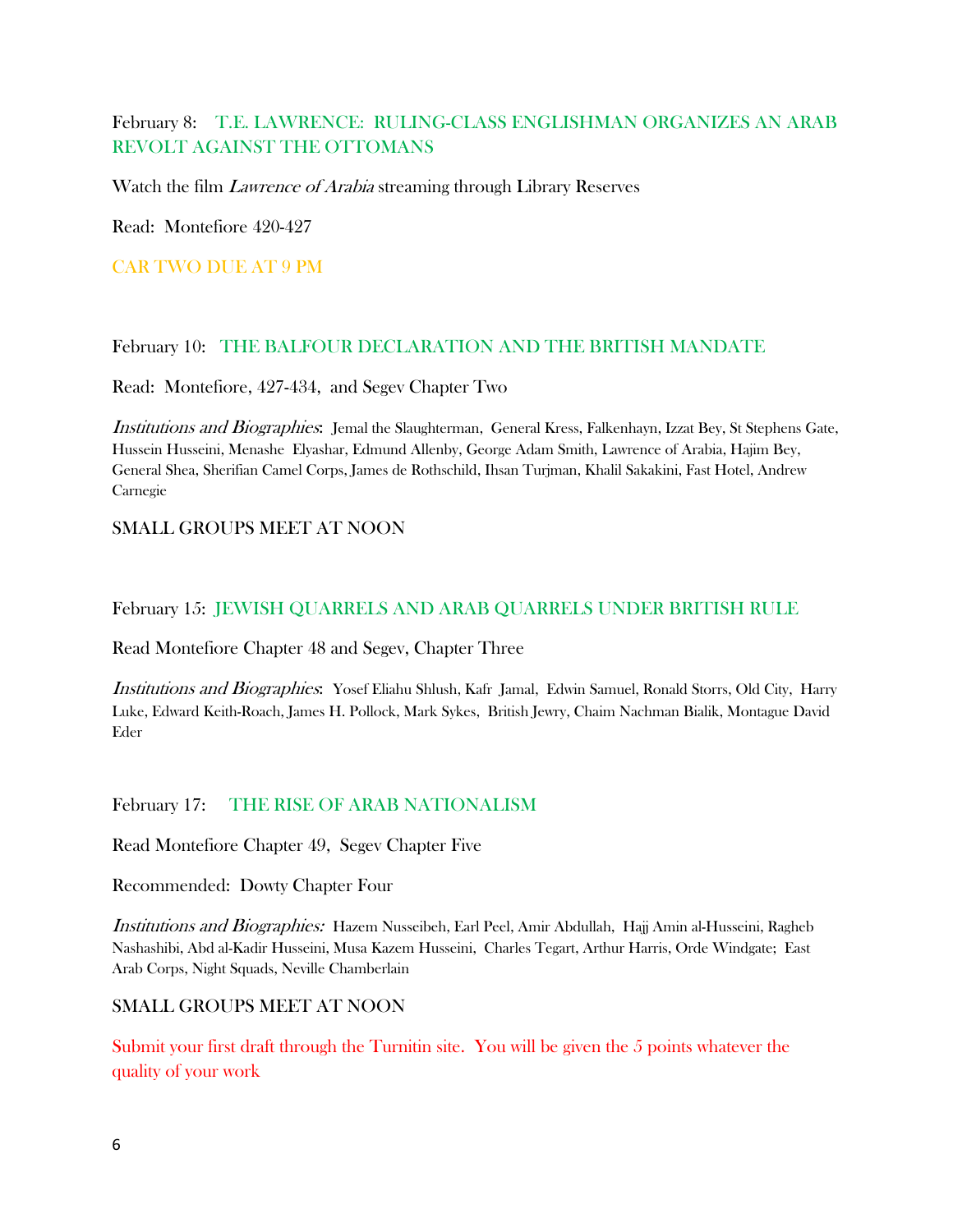February 8: T.E. LAWRENCE: RULING-CLASS ENGLISHMAN ORGANIZES AN ARAB REVOLT AGAINST THE OTTOMANS

Watch the film *Lawrence of Arabia* streaming through Library Reserves

Read: Montefiore 420-427

CAR TWO DUE AT 9 PM

February 10: THE BALFOUR DECLARATION AND THE BRITISH MANDATE

Read: Montefiore, 427-434, and Segev Chapter Two

*Institutions and Biographies*: Jemal the Slaughterman, General Kress, Falkenhayn, Izzat Bey, St Stephens Gate, Hussein Husseini, Menashe Elyashar, Edmund Allenby, George Adam Smith, Lawrence of Arabia, Hajim Bey, General Shea, Sherifian Camel Corps, James de Rothschild, Ihsan Turjman, Khalil Sakakini, Fast Hotel, Andrew Carnegie

SMALL GROUPS MEET AT NOON

February 15: JEWISH QUARRELS AND ARAB QUARRELS UNDER BRITISH RULE

Read Montefiore Chapter 48 and Segev, Chapter Three

*Institutions and Biographies*: Yosef Eliahu Shlush, Kafr Jamal, Edwin Samuel, Ronald Storrs, Old City, Harry Luke, Edward Keith-Roach, James H. Pollock, Mark Sykes, British Jewry, Chaim Nachman Bialik, Montague David Eder

February 17: THE RISE OF ARAB NATIONALISM

Read Montefiore Chapter 49, Segev Chapter Five

Recommended: Dowty Chapter Four

*Institutions and Biographies:* Hazem Nusseibeh, Earl Peel, Amir Abdullah, Hajj Amin al-Husseini, Ragheb Nashashibi, Abd al-Kadir Husseini, Musa Kazem Husseini, Charles Tegart, Arthur Harris, Orde Windgate; East Arab Corps, Night Squads, Neville Chamberlain

SMALL GROUPS MEET AT NOON

Submit your first draft through the Turnitin site. You will be given the 5 points whatever the quality of your work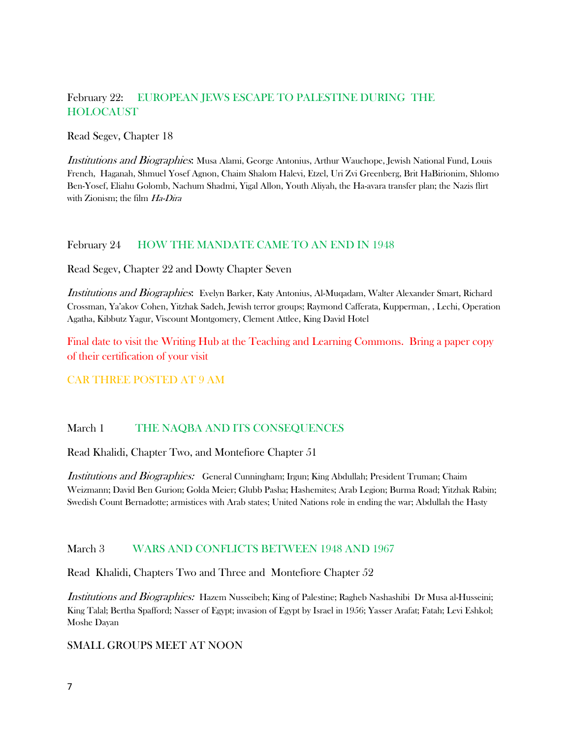February 22: EUROPEAN JEWS ESCAPE TO PALESTINE DURING THE HOLOCAUST

Read Segev, Chapter 18

*Institutions and Biographies*: Musa Alami, George Antonius, Arthur Wauchope, Jewish National Fund, Louis French, Haganah, Shmuel Yosef Agnon, Chaim Shalom Halevi, Etzel, Uri Zvi Greenberg, Brit HaBirionim, Shlomo Ben-Yosef, Eliahu Golomb, Nachum Shadmi, Yigal Allon, Youth Aliyah, the Ha-avara transfer plan; the Nazis flirt with Zionism; the film *Ha-Dira*

February 24 HOW THE MANDATE CAME TO AN END IN 1948

Read Segev, Chapter 22 and Dowty Chapter Seven

*Institutions and Biographies*: Evelyn Barker, Katy Antonius, Al-Muqadam, Walter Alexander Smart, Richard Crossman, Ya'akov Cohen, Yitzhak Sadeh, Jewish terror groups; Raymond Cafferata, Kupperman, , Lechi, Operation Agatha, Kibbutz Yagur, Viscount Montgomery, Clement Attlee, King David Hotel

Final date to visit the Writing Hub at the Teaching and Learning Commons. Bring a paper copy of their certification of your visit

CAR THREE POSTED AT 9 AM

March 1 THE NAQBA AND ITS CONSEQUENCES

Read Khalidi, Chapter Two, and Montefiore Chapter 51

*Institutions and Biographies:* General Cunningham; Irgun; King Abdullah; President Truman; Chaim Weizmann; David Ben Gurion; Golda Meier; Glubb Pasha; Hashemites; Arab Legion; Burma Road; Yitzhak Rabin; Swedish Count Bernadotte; armistices with Arab states; United Nations role in ending the war; Abdullah the Hasty

March 3 WARS AND CONFLICTS BETWEEN 1948 AND 1967

Read Khalidi, Chapters Two and Three and Montefiore Chapter 52

*Institutions and Biographies:* Hazem Nusseibeh; King of Palestine; Ragheb Nashashibi Dr Musa al-Husseini; King Talal; Bertha Spafford; Nasser of Egypt; invasion of Egypt by Israel in 1956; Yasser Arafat; Fatah; Levi Eshkol; Moshe Dayan

SMALL GROUPS MEET AT NOON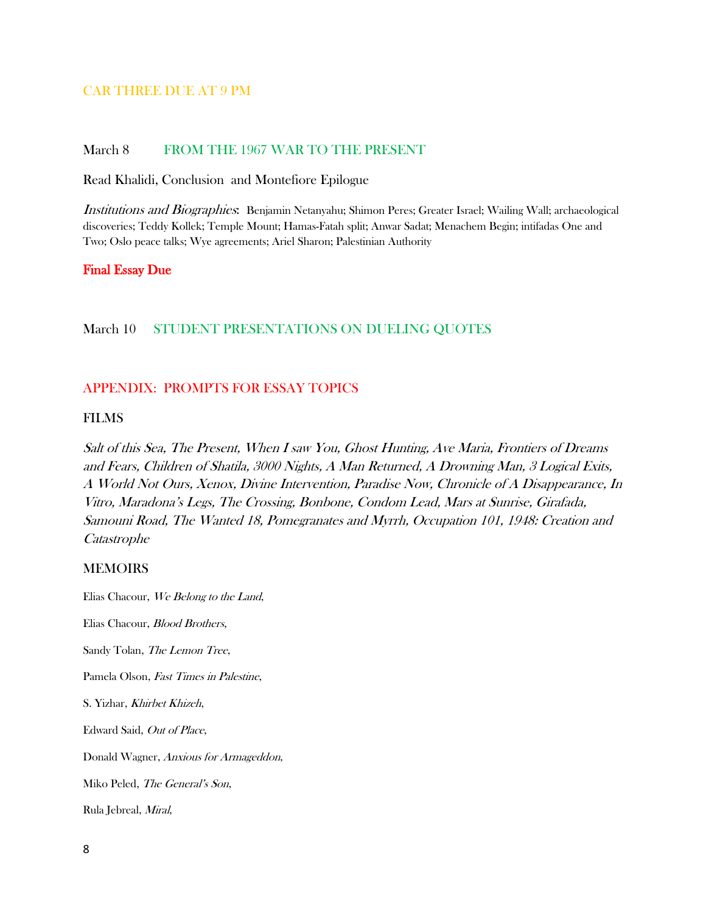CAR THREE DUE AT 9 PM

March 8 FROM THE 1967 WAR TO THE PRESENT

Read Khalidi, Conclusion and Montefiore Epilogue

*Institutions and Biographies*: Benjamin Netanyahu; Shimon Peres; Greater Israel; Wailing Wall; archaeological discoveries; Teddy Kollek; Temple Mount; Hamas-Fatah split; Anwar Sadat; Menachem Begin; intifadas One and Two; Oslo peace talks; Wye agreements; Ariel Sharon; Palestinian Authority

**Final Essay Due**

March 10 STUDENT PRESENTATIONS ON DUELING QUOTES

## APPENDIX: PROMPTS FOR ESSAY TOPICS

### FILMS

*Salt of this Sea, The Present, When I saw You, Ghost Hunting, Ave Maria, Frontiers of Dreams and Fears, Children of Shatila, 3000 Nights, A Man Returned, A Drowning Man, 3 Logical Exits, A World Not Ours, Xenox, Divine Intervention, Paradise Now, Chronicle of A Disappearance, In Vitro, Maradona's Legs, The Crossing, Bonbone, Condom Lead, Mars at Sunrise, Girafada, Samouni Road, The Wanted 18, Pomegranates and Myrrh, Occupation 101, 1948: Creation and Catastrophe*

### MEMOIRS

Elias Chacour, *We Belong to the Land*,

Elias Chacour, *Blood Brothers*,

Sandy Tolan, *The Lemon Tree*,

Pamela Olson, *Fast Times in Palestine*,

S. Yizhar, *Khirbet Khizeh*,

Edward Said, *Out of Place*,

Donald Wagner, *Anxious for Armageddon*,

Miko Peled, *The General's Son*,

Rula Jebreal, *Miral*,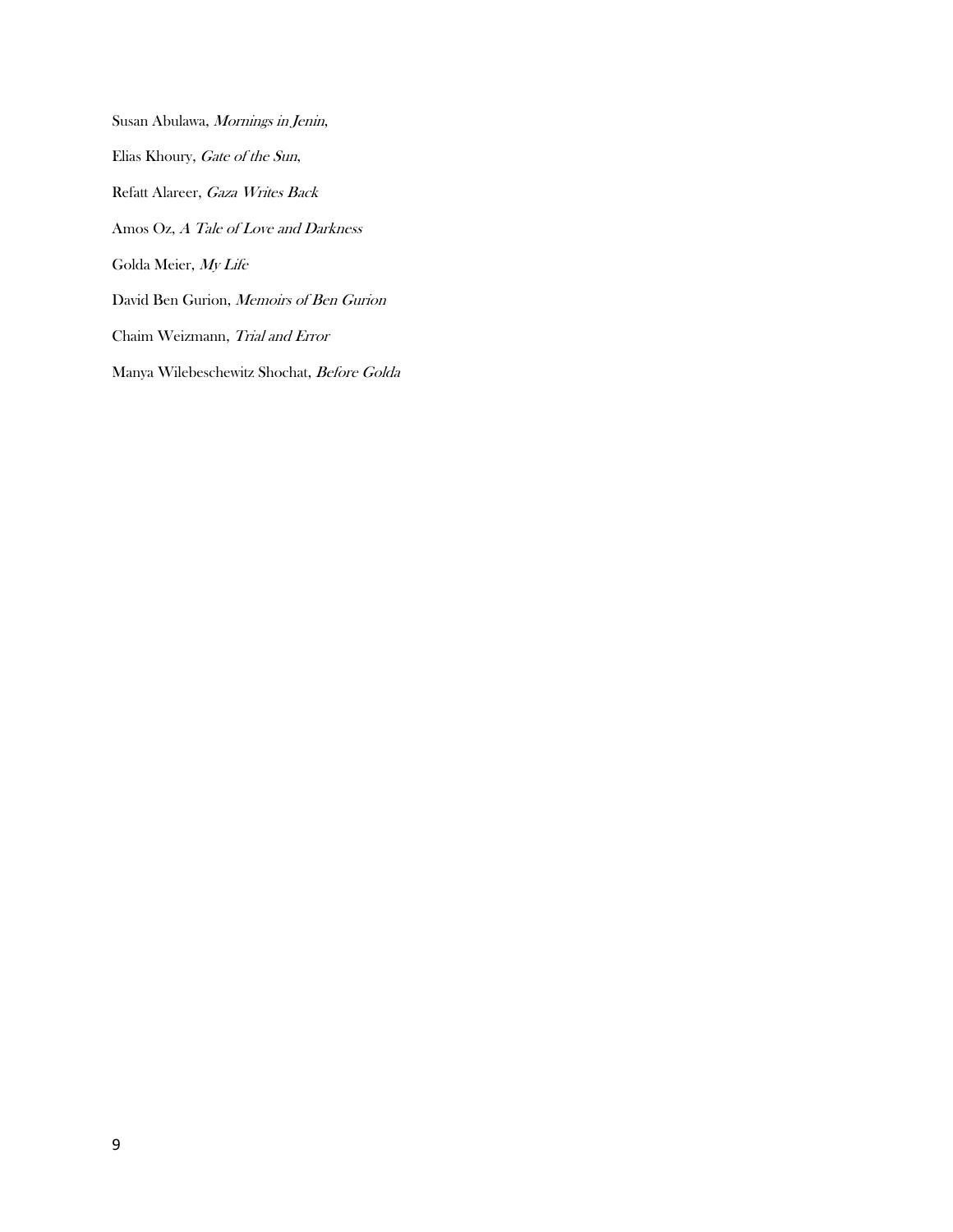Susan Abulawa, *Mornings in Jenin*,

Elias Khoury, *Gate of the Sun*,

Refatt Alareer, *Gaza Writes Back*

Amos Oz, *A Tale of Love and Darkness*

Golda Meier, *My Life*

David Ben Gurion, *Memoirs of Ben Gurion*

Chaim Weizmann, *Trial and Error*

Manya Wilebeschewitz Shochat, *Before Golda*